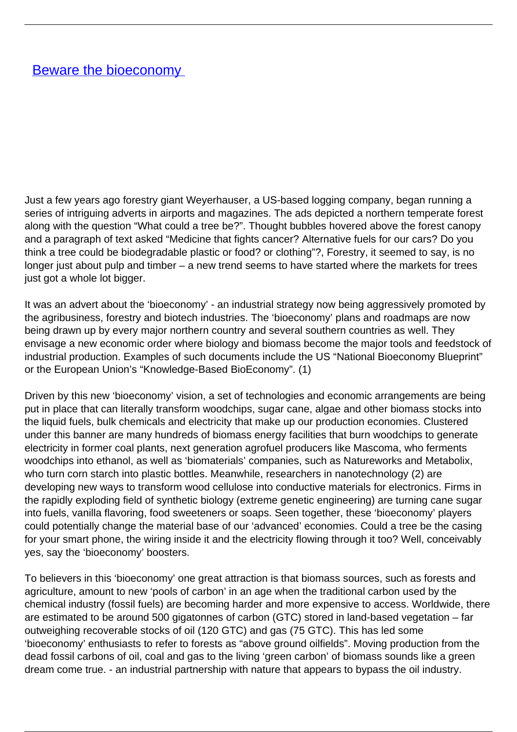# [Beware the bioeconomy](#)

Just a few years ago forestry giant Weyerhauser, a US-based logging company, began running a series of intriguing adverts in airports and magazines. The ads depicted a northern temperate forest along with the question "What could a tree be?". Thought bubbles hovered above the forest canopy and a paragraph of text asked "Medicine that fights cancer? Alternative fuels for our cars? Do you think a tree could be biodegradable plastic or food? or clothing"?, Forestry, it seemed to say, is no longer just about pulp and timber – a new trend seems to have started where the markets for trees just got a whole lot bigger.

It was an advert about the 'bioeconomy' - an industrial strategy now being aggressively promoted by the agribusiness, forestry and biotech industries. The 'bioeconomy' plans and roadmaps are now being drawn up by every major northern country and several southern countries as well. They envisage a new economic order where biology and biomass become the major tools and feedstock of industrial production. Examples of such documents include the US "National Bioeconomy Blueprint" or the European Union's "Knowledge-Based BioEconomy". (1)

Driven by this new 'bioeconomy' vision, a set of technologies and economic arrangements are being put in place that can literally transform woodchips, sugar cane, algae and other biomass stocks into the liquid fuels, bulk chemicals and electricity that make up our production economies. Clustered under this banner are many hundreds of biomass energy facilities that burn woodchips to generate electricity in former coal plants, next generation agrofuel producers like Mascoma, who ferments woodchips into ethanol, as well as 'biomaterials' companies, such as Natureworks and Metabolix, who turn corn starch into plastic bottles. Meanwhile, researchers in nanotechnology (2) are developing new ways to transform wood cellulose into conductive materials for electronics. Firms in the rapidly exploding field of synthetic biology (extreme genetic engineering) are turning cane sugar into fuels, vanilla flavoring, food sweeteners or soaps. Seen together, these 'bioeconomy' players could potentially change the material base of our 'advanced' economies. Could a tree be the casing for your smart phone, the wiring inside it and the electricity flowing through it too? Well, conceivably yes, say the 'bioeconomy' boosters.

To believers in this 'bioeconomy' one great attraction is that biomass sources, such as forests and agriculture, amount to new 'pools of carbon' in an age when the traditional carbon used by the chemical industry (fossil fuels) are becoming harder and more expensive to access. Worldwide, there are estimated to be around 500 gigatonnes of carbon (GTC) stored in land-based vegetation – far outweighing recoverable stocks of oil (120 GTC) and gas (75 GTC). This has led some 'bioeconomy' enthusiasts to refer to forests as "above ground oilfields". Moving production from the dead fossil carbons of oil, coal and gas to the living 'green carbon' of biomass sounds like a green dream come true. - an industrial partnership with nature that appears to bypass the oil industry.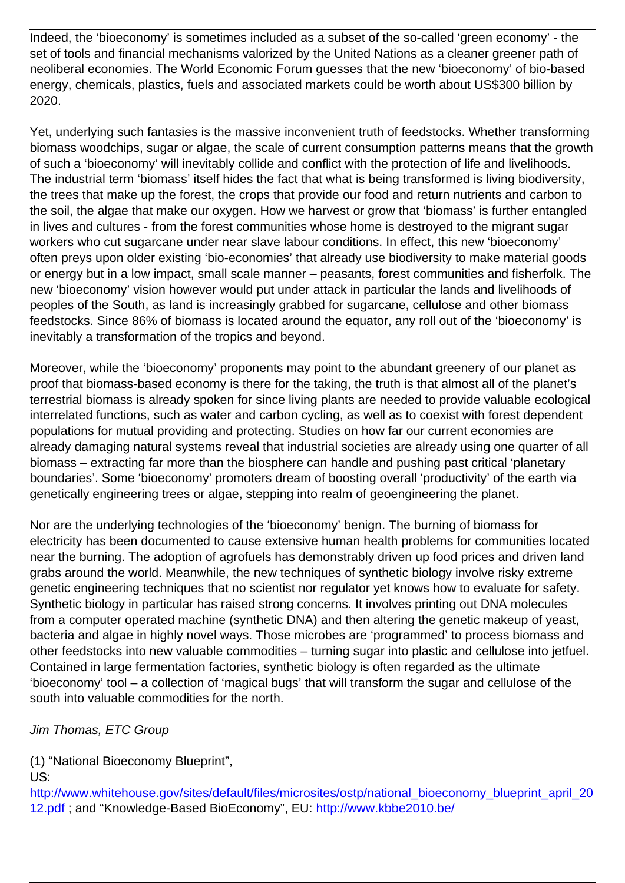Indeed, the 'bioeconomy' is sometimes included as a subset of the so-called 'green economy' - the set of tools and financial mechanisms valorized by the United Nations as a cleaner greener path of neoliberal economies. The World Economic Forum guesses that the new 'bioeconomy' of bio-based energy, chemicals, plastics, fuels and associated markets could be worth about US$300 billion by 2020.

Yet, underlying such fantasies is the massive inconvenient truth of feedstocks. Whether transforming biomass woodchips, sugar or algae, the scale of current consumption patterns means that the growth of such a 'bioeconomy' will inevitably collide and conflict with the protection of life and livelihoods. The industrial term 'biomass' itself hides the fact that what is being transformed is living biodiversity, the trees that make up the forest, the crops that provide our food and return nutrients and carbon to the soil, the algae that make our oxygen. How we harvest or grow that 'biomass' is further entangled in lives and cultures - from the forest communities whose home is destroyed to the migrant sugar workers who cut sugarcane under near slave labour conditions. In effect, this new 'bioeconomy' often preys upon older existing 'bio-economies' that already use biodiversity to make material goods or energy but in a low impact, small scale manner – peasants, forest communities and fisherfolk. The new 'bioeconomy' vision however would put under attack in particular the lands and livelihoods of peoples of the South, as land is increasingly grabbed for sugarcane, cellulose and other biomass feedstocks. Since 86% of biomass is located around the equator, any roll out of the 'bioeconomy' is inevitably a transformation of the tropics and beyond.

Moreover, while the 'bioeconomy' proponents may point to the abundant greenery of our planet as proof that biomass-based economy is there for the taking, the truth is that almost all of the planet's terrestrial biomass is already spoken for since living plants are needed to provide valuable ecological interrelated functions, such as water and carbon cycling, as well as to coexist with forest dependent populations for mutual providing and protecting. Studies on how far our current economies are already damaging natural systems reveal that industrial societies are already using one quarter of all biomass – extracting far more than the biosphere can handle and pushing past critical 'planetary boundaries'. Some 'bioeconomy' promoters dream of boosting overall 'productivity' of the earth via genetically engineering trees or algae, stepping into realm of geoengineering the planet.

Nor are the underlying technologies of the 'bioeconomy' benign. The burning of biomass for electricity has been documented to cause extensive human health problems for communities located near the burning. The adoption of agrofuels has demonstrably driven up food prices and driven land grabs around the world. Meanwhile, the new techniques of synthetic biology involve risky extreme genetic engineering techniques that no scientist nor regulator yet knows how to evaluate for safety. Synthetic biology in particular has raised strong concerns. It involves printing out DNA molecules from a computer operated machine (synthetic DNA) and then altering the genetic makeup of yeast, bacteria and algae in highly novel ways. Those microbes are 'programmed' to process biomass and other feedstocks into new valuable commodities – turning sugar into plastic and cellulose into jetfuel. Contained in large fermentation factories, synthetic biology is often regarded as the ultimate 'bioeconomy' tool – a collection of 'magical bugs' that will transform the sugar and cellulose of the south into valuable commodities for the north.

*Jim Thomas, ETC Group*

(1) "National Bioeconomy Blueprint", US: http://www.whitehouse.gov/sites/default/files/microsites/ostp/national_bioeconomy_blueprint_april_2012.pdf ; and "Knowledge-Based BioEconomy", EU: http://www.kbbe2010.be/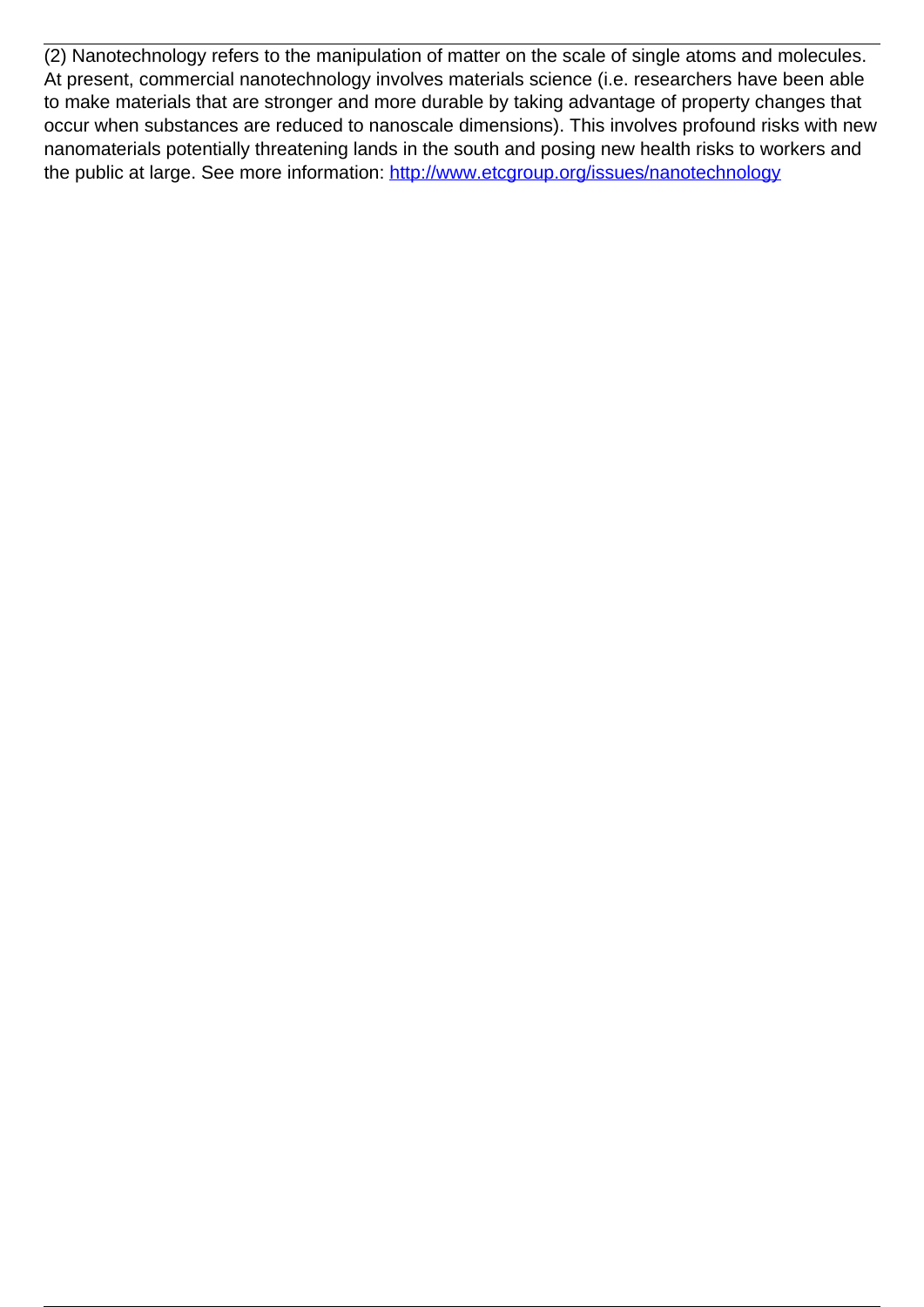(2) Nanotechnology refers to the manipulation of matter on the scale of single atoms and molecules. At present, commercial nanotechnology involves materials science (i.e. researchers have been able to make materials that are stronger and more durable by taking advantage of property changes that occur when substances are reduced to nanoscale dimensions). This involves profound risks with new nanomaterials potentially threatening lands in the south and posing new health risks to workers and the public at large. See more information: [http://www.etcgroup.org/issues/nanotechnology](http://www.etcgroup.org/issues/nanotechnology)